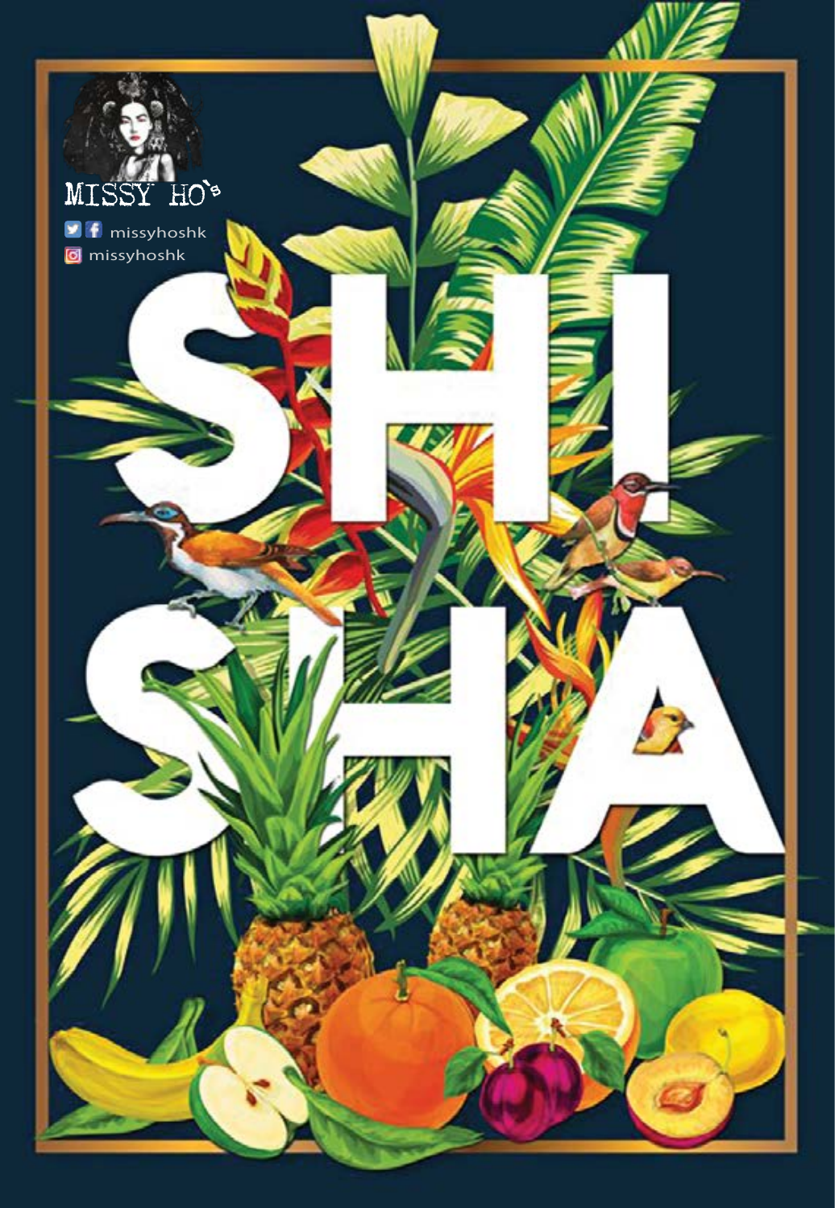MISSY HO'S

missyhoshk

missyhoshk

# SHISHA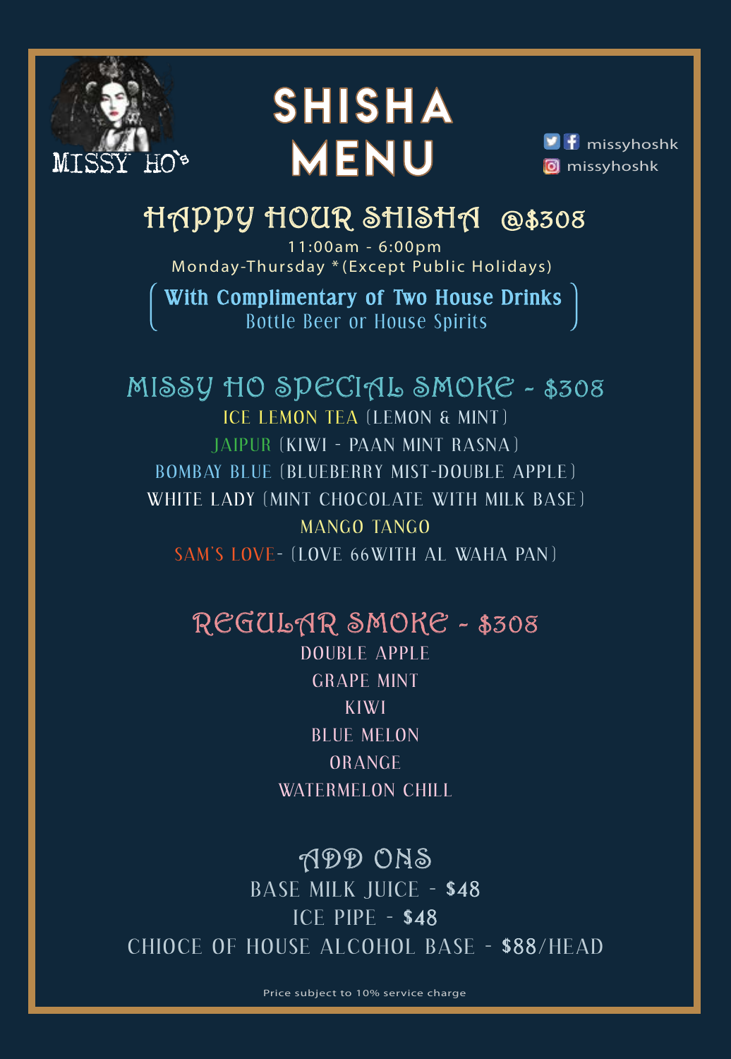MISSY HO's

# SHISHA MENU

missyhoshk
missyhoshk

## HAPPY HOUR SHISHA @$308

11:00am - 6:00pm
Monday-Thursday *(Except Public Holidays)

**With Complimentary of Two House Drinks**
Bottle Beer or House Spirits

## MISSY HO SPECIAL SMOKE - $308

ICE LEMON TEA (LEMON & MINT)
JAIPUR (KIWI - PAAN MINT RASNA)
BOMBAY BLUE (BLUEBERRY MIST-DOUBLE APPLE)
WHITE LADY (MINT CHOCOLATE WITH MILK BASE)
MANGO TANGO
SAM'S LOVE- (LOVE 66WITH AL WAHA PAN)

## REGULAR SMOKE - $308

DOUBLE APPLE
GRAPE MINT
KIWI
BLUE MELON
ORANGE
WATERMELON CHILL

## ADD ONS

BASE MILK JUICE - $48
ICE PIPE - $48
CHIOCE OF HOUSE ALCOHOL BASE - $88/HEAD

Price subject to 10% service charge